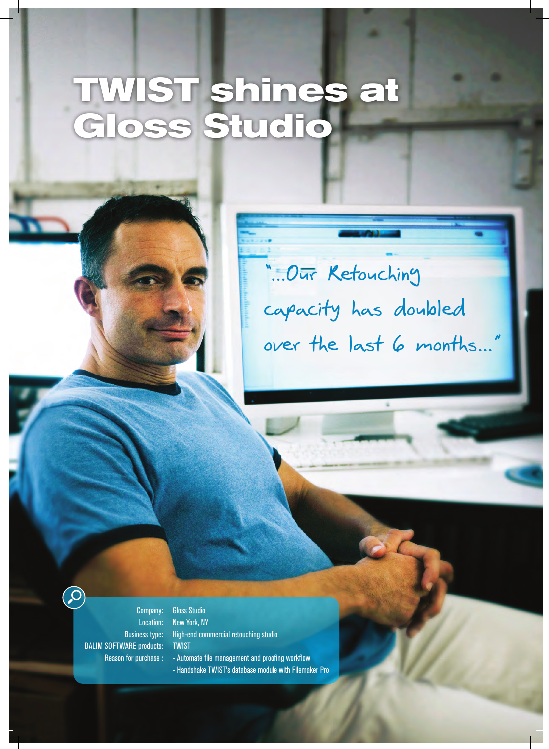# TWIST shines at Gloss Studio

"...Our Retouching capacity has doubled over the last 6 months..."

| | |
|---|---|
| Company: | Gloss Studio |
| Location: | New York, NY |
| Business type: | High-end commercial retouching studio |
| DALIM SOFTWARE products: | TWIST |
| Reason for purchase : | - Automate file management and proofing workflow<br>- Handshake TWIST's database module with Filemaker Pro |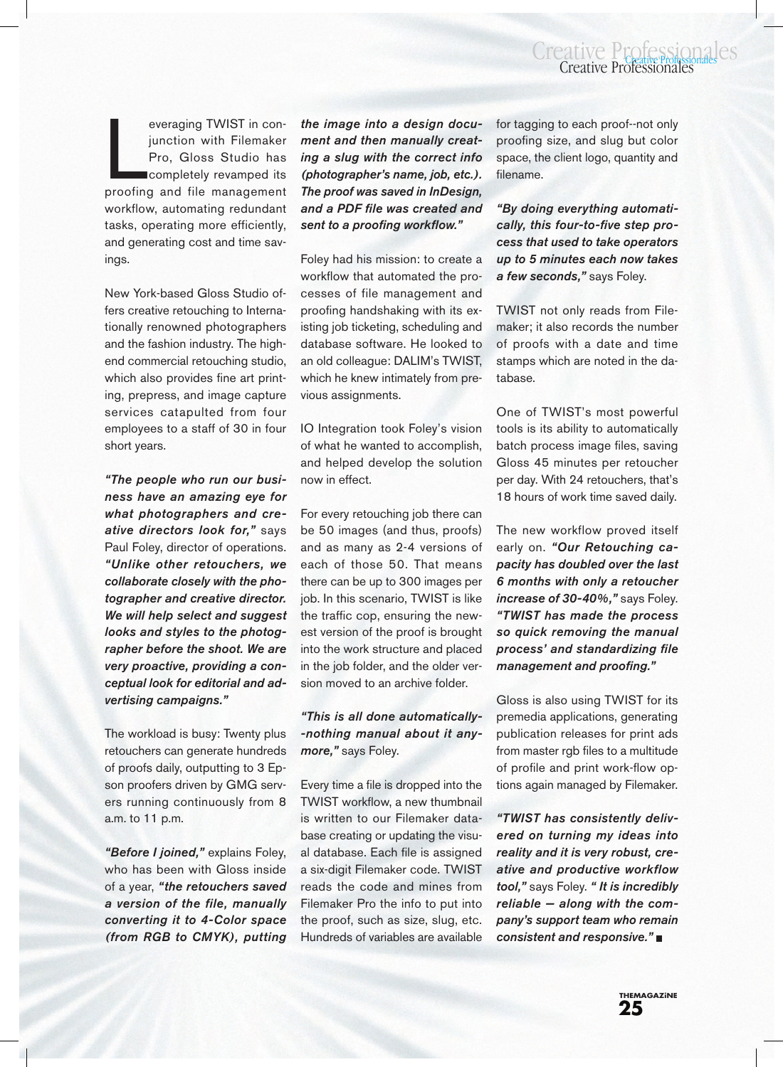Leveraging TWIST in conjunction with Filemaker Pro, Gloss Studio has completely revamped its proofing and file management workflow, automating redundant tasks, operating more efficiently, and generating cost and time savings.

New York-based Gloss Studio offers creative retouching to Internationally renowned photographers and the fashion industry. The high-end commercial retouching studio, which also provides fine art printing, prepress, and image capture services catapulted from four employees to a staff of 30 in four short years.

***"The people who run our business have an amazing eye for what photographers and creative directors look for,"*** says Paul Foley, director of operations. ***"Unlike other retouchers, we collaborate closely with the photographer and creative director. We will help select and suggest looks and styles to the photographer before the shoot. We are very proactive, providing a conceptual look for editorial and advertising campaigns."***

The workload is busy: Twenty plus retouchers can generate hundreds of proofs daily, outputting to 3 Epson proofers driven by GMG servers running continuously from 8 a.m. to 11 p.m.

***"Before I joined,"*** explains Foley, who has been with Gloss inside of a year, ***"the retouchers saved a version of the file, manually converting it to 4-Color space (from RGB to CMYK), putting the image into a design document and then manually creating a slug with the correct info (photographer's name, job, etc.). The proof was saved in InDesign, and a PDF file was created and sent to a proofing workflow."***

Foley had his mission: to create a workflow that automated the processes of file management and proofing handshaking with its existing job ticketing, scheduling and database software. He looked to an old colleague: DALIM's TWIST, which he knew intimately from previous assignments.

IO Integration took Foley's vision of what he wanted to accomplish, and helped develop the solution now in effect.

For every retouching job there can be 50 images (and thus, proofs) and as many as 2-4 versions of each of those 50. That means there can be up to 300 images per job. In this scenario, TWIST is like the traffic cop, ensuring the newest version of the proof is brought into the work structure and placed in the job folder, and the older version moved to an archive folder.

***"This is all done automatically--nothing manual about it anymore,"*** says Foley.

Every time a file is dropped into the TWIST workflow, a new thumbnail is written to our Filemaker database creating or updating the visual database. Each file is assigned a six-digit Filemaker code. TWIST reads the code and mines from Filemaker Pro the info to put into the proof, such as size, slug, etc. Hundreds of variables are available for tagging to each proof--not only proofing size, and slug but color space, the client logo, quantity and filename.

***"By doing everything automatically, this four-to-five step process that used to take operators up to 5 minutes each now takes a few seconds,"*** says Foley.

TWIST not only reads from Filemaker; it also records the number of proofs with a date and time stamps which are noted in the database.

One of TWIST's most powerful tools is its ability to automatically batch process image files, saving Gloss 45 minutes per retoucher per day. With 24 retouchers, that's 18 hours of work time saved daily.

The new workflow proved itself early on. ***"Our Retouching capacity has doubled over the last 6 months with only a retoucher increase of 30-40%,"*** says Foley. ***"TWIST has made the process so quick removing the manual process' and standardizing file management and proofing."***

Gloss is also using TWIST for its premedia applications, generating publication releases for print ads from master rgb files to a multitude of profile and print work-flow options again managed by Filemaker.

***"TWIST has consistently delivered on turning my ideas into reality and it is very robust, creative and productive workflow tool,"*** says Foley. ***" It is incredibly reliable — along with the company's support team who remain consistent and responsive."*** ■